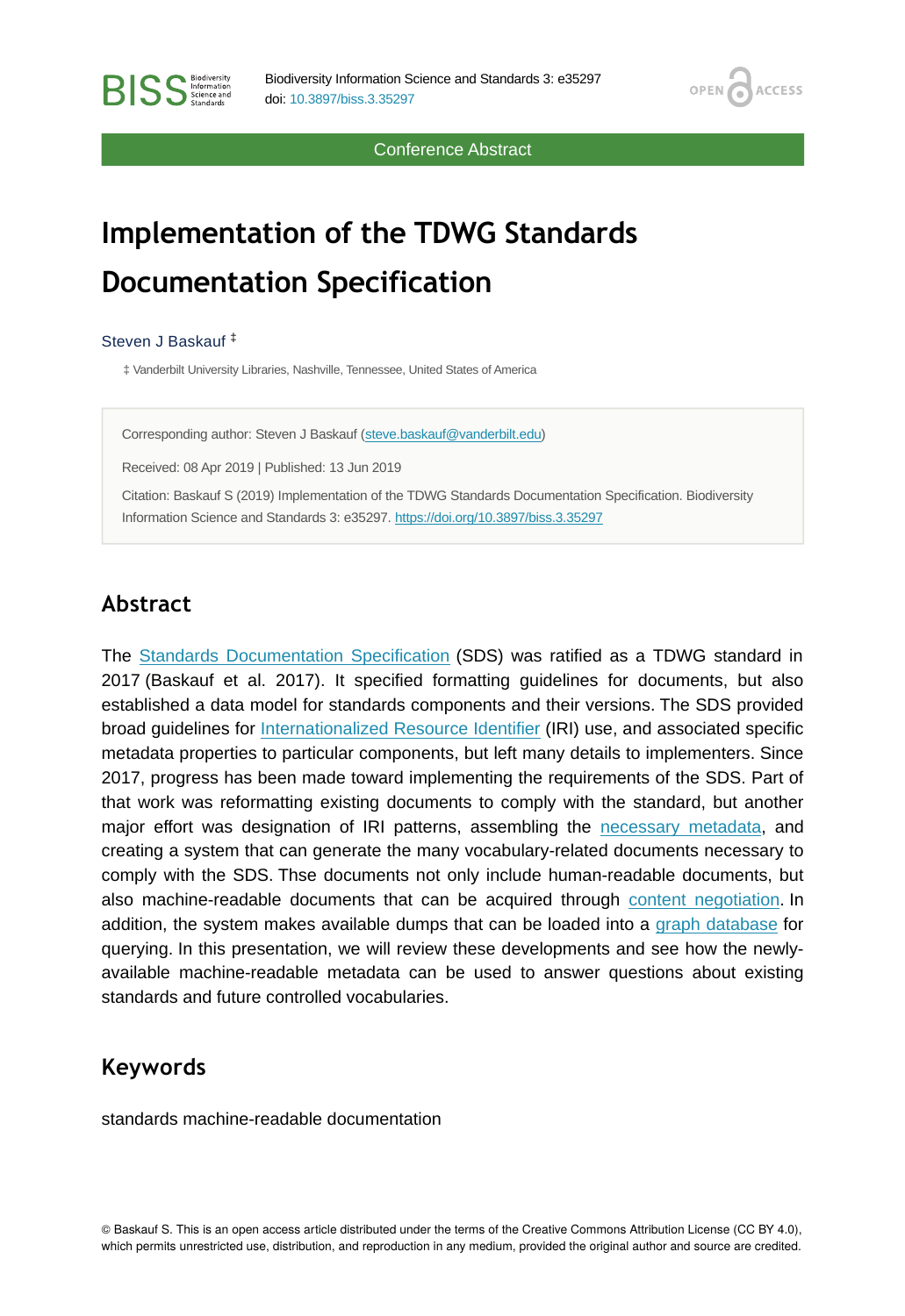Conference Abstract

# Implementation of the TDWG Standards Documentation Specification

Steven J Baskauf [‡]

‡ Vanderbilt University Libraries, Nashville, Tennessee, United States of America

Corresponding author: Steven J Baskauf (steve.baskauf@vanderbilt.edu)

Received: 08 Apr 2019 | Published: 13 Jun 2019

Citation: Baskauf S (2019) Implementation of the TDWG Standards Documentation Specification. Biodiversity Information Science and Standards 3: e35297. https://doi.org/10.3897/biss.3.35297

## Abstract

The Standards Documentation Specification (SDS) was ratified as a TDWG standard in 2017 (Baskauf et al. 2017). It specified formatting guidelines for documents, but also established a data model for standards components and their versions. The SDS provided broad guidelines for Internationalized Resource Identifier (IRI) use, and associated specific metadata properties to particular components, but left many details to implementers. Since 2017, progress has been made toward implementing the requirements of the SDS. Part of that work was reformatting existing documents to comply with the standard, but another major effort was designation of IRI patterns, assembling the necessary metadata, and creating a system that can generate the many vocabulary-related documents necessary to comply with the SDS. Thse documents not only include human-readable documents, but also machine-readable documents that can be acquired through content negotiation. In addition, the system makes available dumps that can be loaded into a graph database for querying. In this presentation, we will review these developments and see how the newly-available machine-readable metadata can be used to answer questions about existing standards and future controlled vocabularies.

## Keywords

standards machine-readable documentation

© Baskauf S. This is an open access article distributed under the terms of the Creative Commons Attribution License (CC BY 4.0), which permits unrestricted use, distribution, and reproduction in any medium, provided the original author and source are credited.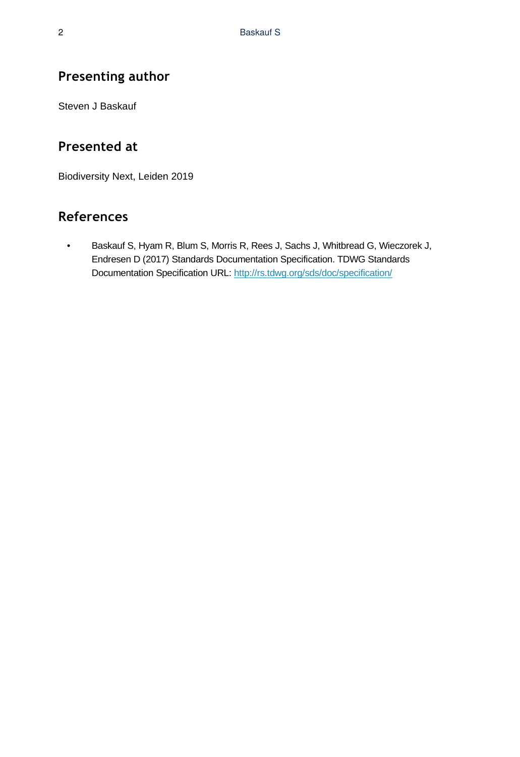## Presenting author

Steven J Baskauf

## Presented at

Biodiversity Next, Leiden 2019

## References

- Baskauf S, Hyam R, Blum S, Morris R, Rees J, Sachs J, Whitbread G, Wieczorek J, Endresen D (2017) Standards Documentation Specification. TDWG Standards Documentation Specification URL: http://rs.tdwg.org/sds/doc/specification/